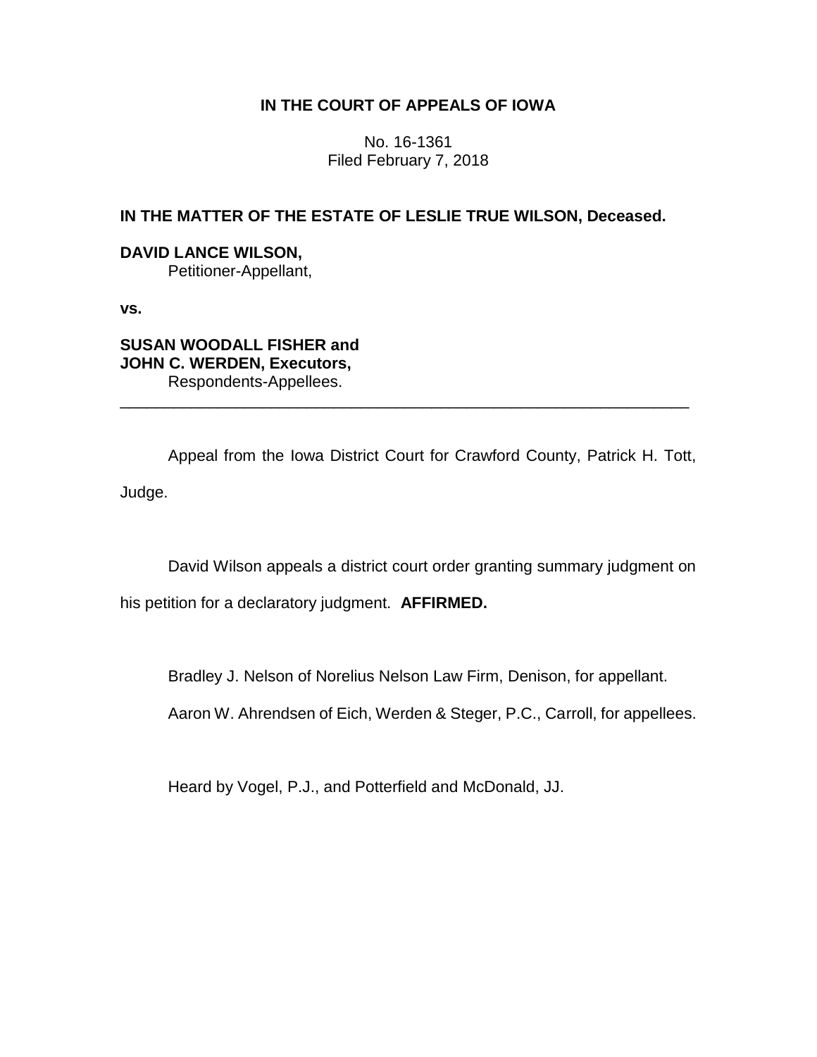## IN THE COURT OF APPEALS OF IOWA

No. 16-1361
Filed February 7, 2018

**IN THE MATTER OF THE ESTATE OF LESLIE TRUE WILSON, Deceased.**

**DAVID LANCE WILSON,**
Petitioner-Appellant,

**vs.**

**SUSAN WOODALL FISHER and JOHN C. WERDEN, Executors,**
Respondents-Appellees.

---

Appeal from the Iowa District Court for Crawford County, Patrick H. Tott, Judge.

David Wilson appeals a district court order granting summary judgment on his petition for a declaratory judgment. **AFFIRMED.**

Bradley J. Nelson of Norelius Nelson Law Firm, Denison, for appellant.

Aaron W. Ahrendsen of Eich, Werden & Steger, P.C., Carroll, for appellees.

Heard by Vogel, P.J., and Potterfield and McDonald, JJ.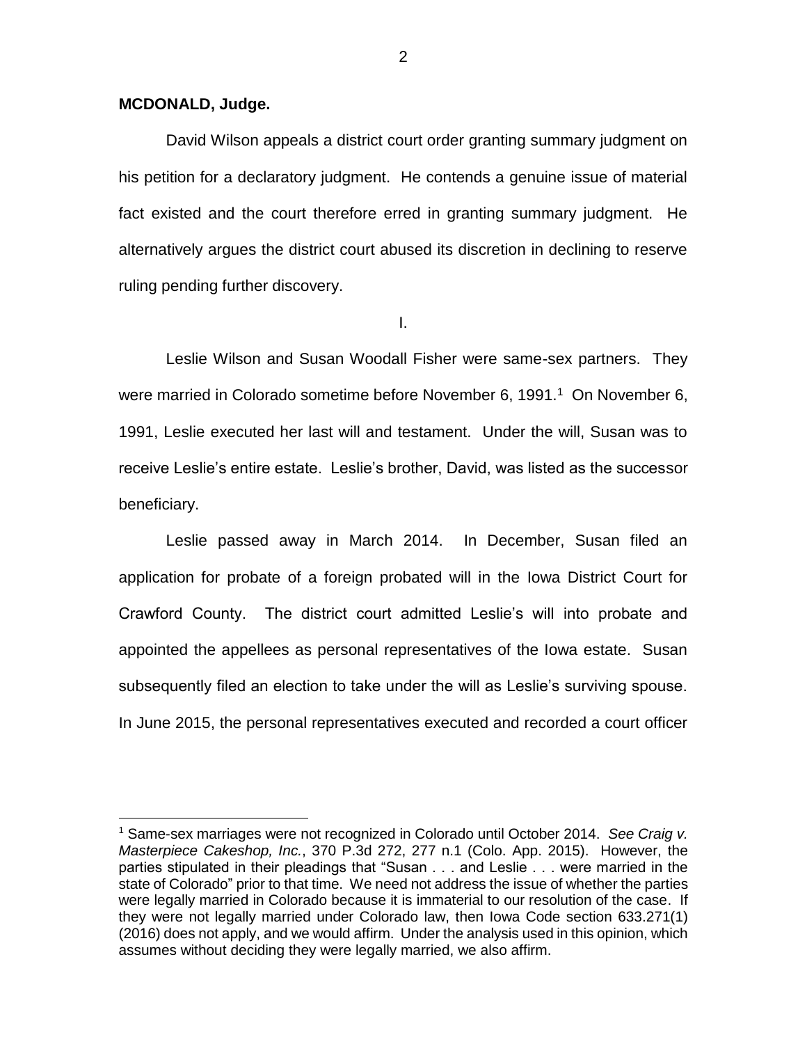**MCDONALD, Judge.**

David Wilson appeals a district court order granting summary judgment on his petition for a declaratory judgment. He contends a genuine issue of material fact existed and the court therefore erred in granting summary judgment. He alternatively argues the district court abused its discretion in declining to reserve ruling pending further discovery.

I.

Leslie Wilson and Susan Woodall Fisher were same-sex partners. They were married in Colorado sometime before November 6, 1991.[1] On November 6, 1991, Leslie executed her last will and testament. Under the will, Susan was to receive Leslie's entire estate. Leslie's brother, David, was listed as the successor beneficiary.

Leslie passed away in March 2014. In December, Susan filed an application for probate of a foreign probated will in the Iowa District Court for Crawford County. The district court admitted Leslie's will into probate and appointed the appellees as personal representatives of the Iowa estate. Susan subsequently filed an election to take under the will as Leslie's surviving spouse. In June 2015, the personal representatives executed and recorded a court officer

---

[1] Same-sex marriages were not recognized in Colorado until October 2014. *See Craig v. Masterpiece Cakeshop, Inc.*, 370 P.3d 272, 277 n.1 (Colo. App. 2015). However, the parties stipulated in their pleadings that "Susan . . . and Leslie . . . were married in the state of Colorado" prior to that time. We need not address the issue of whether the parties were legally married in Colorado because it is immaterial to our resolution of the case. If they were not legally married under Colorado law, then Iowa Code section 633.271(1) (2016) does not apply, and we would affirm. Under the analysis used in this opinion, which assumes without deciding they were legally married, we also affirm.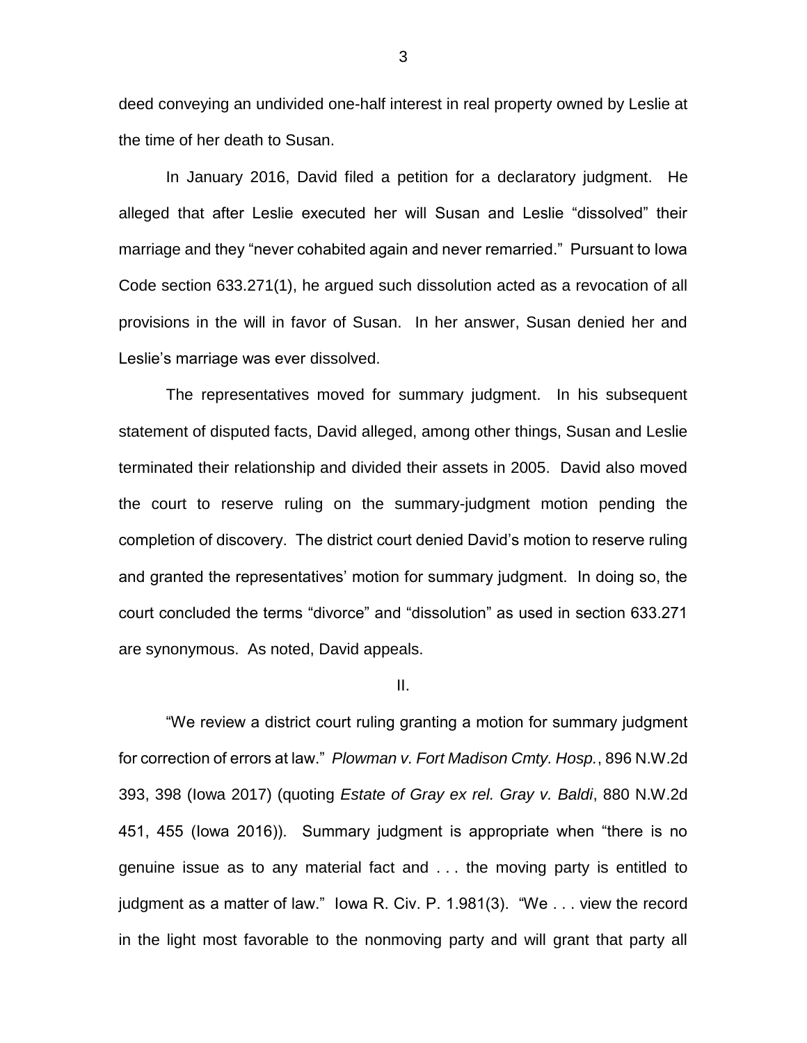deed conveying an undivided one-half interest in real property owned by Leslie at the time of her death to Susan.

In January 2016, David filed a petition for a declaratory judgment. He alleged that after Leslie executed her will Susan and Leslie "dissolved" their marriage and they "never cohabited again and never remarried." Pursuant to Iowa Code section 633.271(1), he argued such dissolution acted as a revocation of all provisions in the will in favor of Susan. In her answer, Susan denied her and Leslie's marriage was ever dissolved.

The representatives moved for summary judgment. In his subsequent statement of disputed facts, David alleged, among other things, Susan and Leslie terminated their relationship and divided their assets in 2005. David also moved the court to reserve ruling on the summary-judgment motion pending the completion of discovery. The district court denied David's motion to reserve ruling and granted the representatives' motion for summary judgment. In doing so, the court concluded the terms "divorce" and "dissolution" as used in section 633.271 are synonymous. As noted, David appeals.

## II.

"We review a district court ruling granting a motion for summary judgment for correction of errors at law." *Plowman v. Fort Madison Cmty. Hosp.*, 896 N.W.2d 393, 398 (Iowa 2017) (quoting *Estate of Gray ex rel. Gray v. Baldi*, 880 N.W.2d 451, 455 (Iowa 2016)). Summary judgment is appropriate when "there is no genuine issue as to any material fact and . . . the moving party is entitled to judgment as a matter of law." Iowa R. Civ. P. 1.981(3). "We . . . view the record in the light most favorable to the nonmoving party and will grant that party all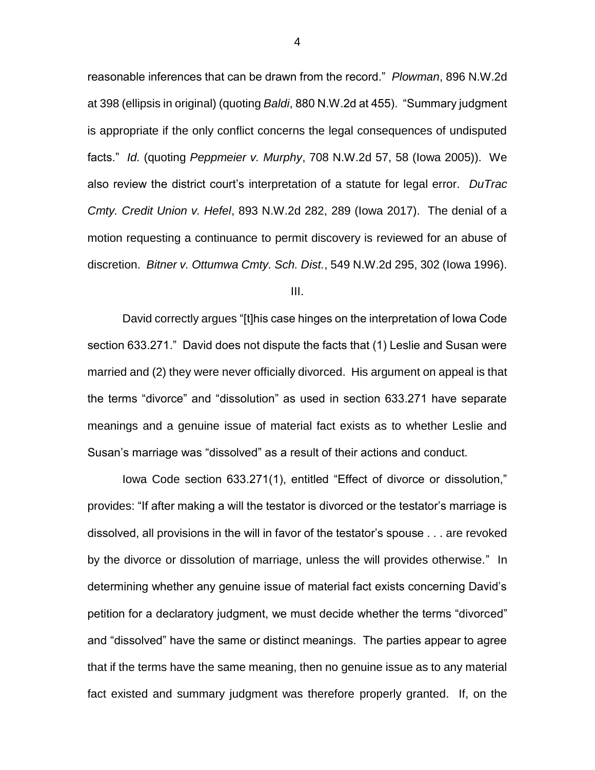reasonable inferences that can be drawn from the record." *Plowman*, 896 N.W.2d at 398 (ellipsis in original) (quoting *Baldi*, 880 N.W.2d at 455). "Summary judgment is appropriate if the only conflict concerns the legal consequences of undisputed facts." *Id.* (quoting *Peppmeier v. Murphy*, 708 N.W.2d 57, 58 (Iowa 2005)). We also review the district court's interpretation of a statute for legal error. *DuTrac Cmty. Credit Union v. Hefel*, 893 N.W.2d 282, 289 (Iowa 2017). The denial of a motion requesting a continuance to permit discovery is reviewed for an abuse of discretion. *Bitner v. Ottumwa Cmty. Sch. Dist.*, 549 N.W.2d 295, 302 (Iowa 1996).

III.

David correctly argues "[t]his case hinges on the interpretation of Iowa Code section 633.271." David does not dispute the facts that (1) Leslie and Susan were married and (2) they were never officially divorced. His argument on appeal is that the terms "divorce" and "dissolution" as used in section 633.271 have separate meanings and a genuine issue of material fact exists as to whether Leslie and Susan's marriage was "dissolved" as a result of their actions and conduct.

Iowa Code section 633.271(1), entitled "Effect of divorce or dissolution," provides: "If after making a will the testator is divorced or the testator's marriage is dissolved, all provisions in the will in favor of the testator's spouse . . . are revoked by the divorce or dissolution of marriage, unless the will provides otherwise." In determining whether any genuine issue of material fact exists concerning David's petition for a declaratory judgment, we must decide whether the terms "divorced" and "dissolved" have the same or distinct meanings. The parties appear to agree that if the terms have the same meaning, then no genuine issue as to any material fact existed and summary judgment was therefore properly granted. If, on the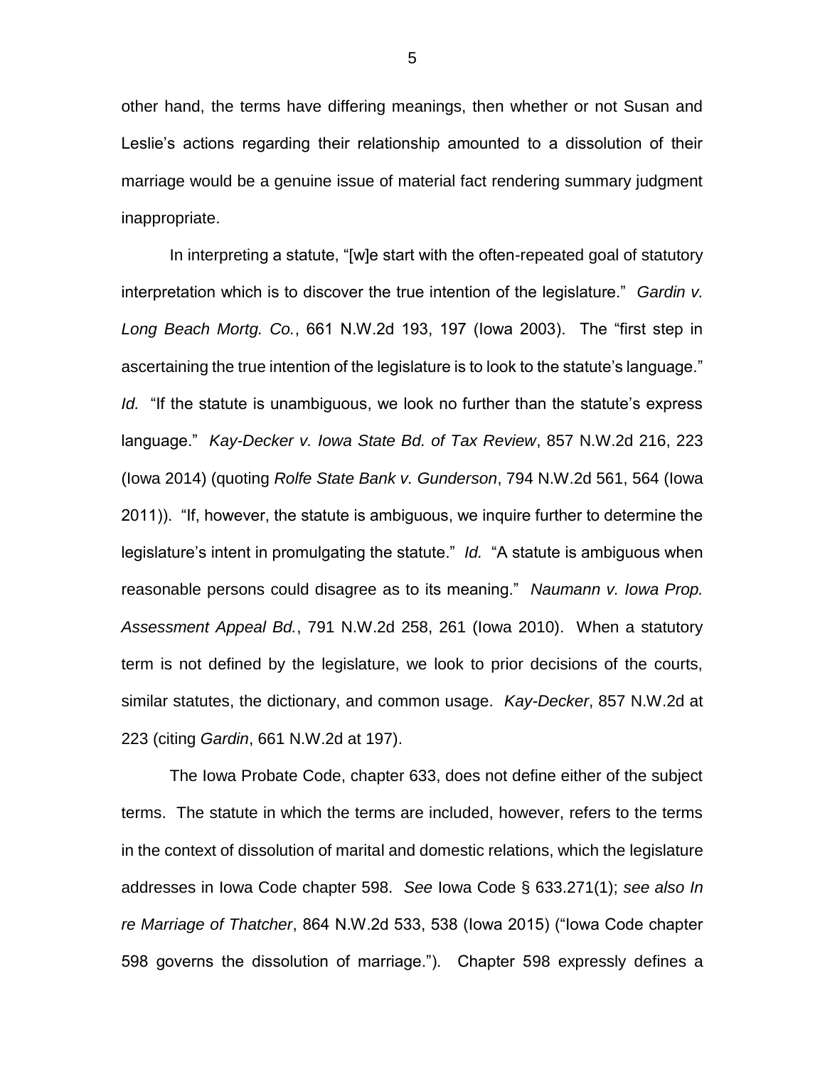other hand, the terms have differing meanings, then whether or not Susan and Leslie's actions regarding their relationship amounted to a dissolution of their marriage would be a genuine issue of material fact rendering summary judgment inappropriate.

In interpreting a statute, "[w]e start with the often-repeated goal of statutory interpretation which is to discover the true intention of the legislature." *Gardin v. Long Beach Mortg. Co.*, 661 N.W.2d 193, 197 (Iowa 2003). The "first step in ascertaining the true intention of the legislature is to look to the statute's language." *Id.* "If the statute is unambiguous, we look no further than the statute's express language." *Kay-Decker v. Iowa State Bd. of Tax Review*, 857 N.W.2d 216, 223 (Iowa 2014) (quoting *Rolfe State Bank v. Gunderson*, 794 N.W.2d 561, 564 (Iowa 2011)). "If, however, the statute is ambiguous, we inquire further to determine the legislature's intent in promulgating the statute." *Id.* "A statute is ambiguous when reasonable persons could disagree as to its meaning." *Naumann v. Iowa Prop. Assessment Appeal Bd.*, 791 N.W.2d 258, 261 (Iowa 2010). When a statutory term is not defined by the legislature, we look to prior decisions of the courts, similar statutes, the dictionary, and common usage. *Kay-Decker*, 857 N.W.2d at 223 (citing *Gardin*, 661 N.W.2d at 197).

The Iowa Probate Code, chapter 633, does not define either of the subject terms. The statute in which the terms are included, however, refers to the terms in the context of dissolution of marital and domestic relations, which the legislature addresses in Iowa Code chapter 598. *See* Iowa Code § 633.271(1); *see also In re Marriage of Thatcher*, 864 N.W.2d 533, 538 (Iowa 2015) ("Iowa Code chapter 598 governs the dissolution of marriage."). Chapter 598 expressly defines a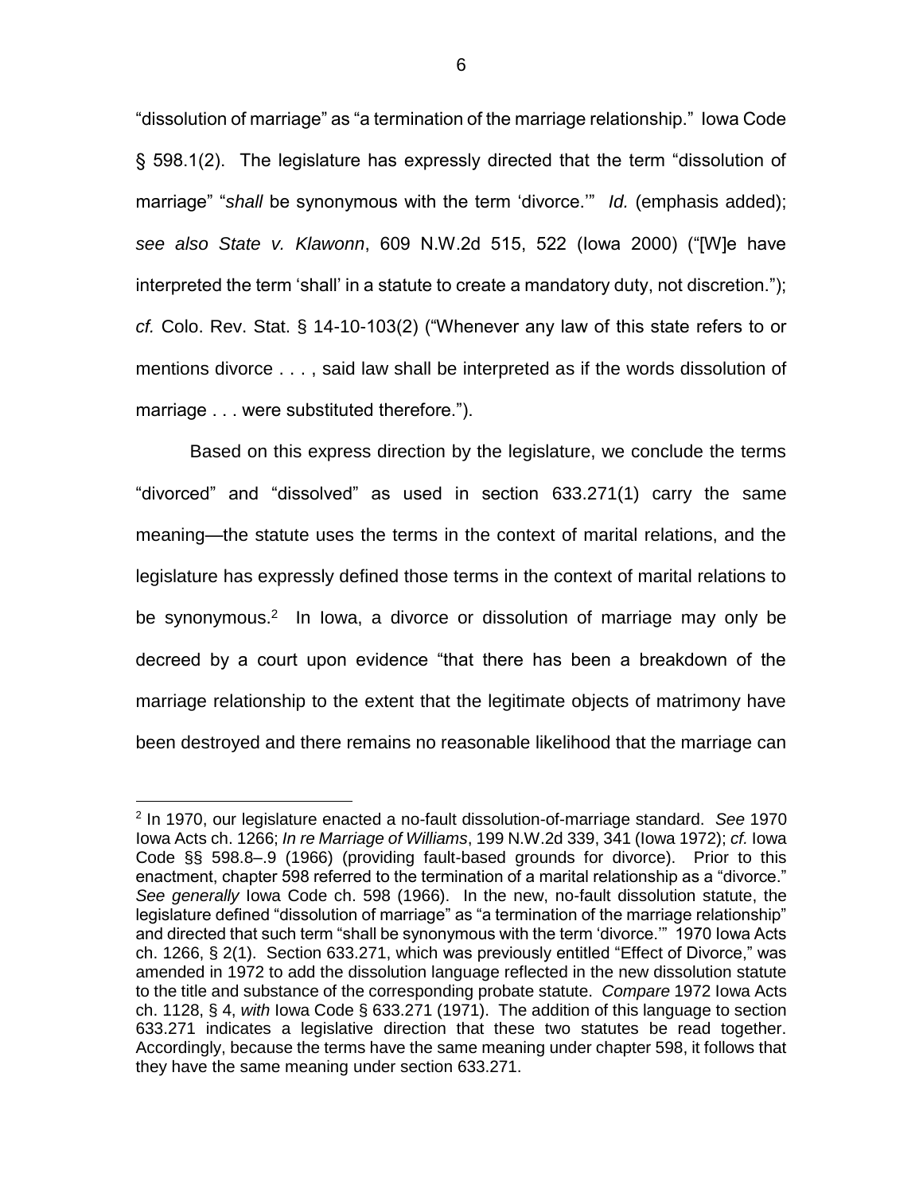"dissolution of marriage" as "a termination of the marriage relationship." Iowa Code § 598.1(2). The legislature has expressly directed that the term "dissolution of marriage" "*shall* be synonymous with the term 'divorce.'" *Id.* (emphasis added); *see also State v. Klawonn*, 609 N.W.2d 515, 522 (Iowa 2000) ("[W]e have interpreted the term 'shall' in a statute to create a mandatory duty, not discretion."); *cf.* Colo. Rev. Stat. § 14-10-103(2) ("Whenever any law of this state refers to or mentions divorce . . . , said law shall be interpreted as if the words dissolution of marriage . . . were substituted therefore.").

Based on this express direction by the legislature, we conclude the terms "divorced" and "dissolved" as used in section 633.271(1) carry the same meaning—the statute uses the terms in the context of marital relations, and the legislature has expressly defined those terms in the context of marital relations to be synonymous.[2] In Iowa, a divorce or dissolution of marriage may only be decreed by a court upon evidence "that there has been a breakdown of the marriage relationship to the extent that the legitimate objects of matrimony have been destroyed and there remains no reasonable likelihood that the marriage can

---

[2] In 1970, our legislature enacted a no-fault dissolution-of-marriage standard. *See* 1970 Iowa Acts ch. 1266; *In re Marriage of Williams*, 199 N.W.2d 339, 341 (Iowa 1972); *cf.* Iowa Code §§ 598.8–.9 (1966) (providing fault-based grounds for divorce). Prior to this enactment, chapter 598 referred to the termination of a marital relationship as a "divorce." *See generally* Iowa Code ch. 598 (1966). In the new, no-fault dissolution statute, the legislature defined "dissolution of marriage" as "a termination of the marriage relationship" and directed that such term "shall be synonymous with the term 'divorce.'" 1970 Iowa Acts ch. 1266, § 2(1). Section 633.271, which was previously entitled "Effect of Divorce," was amended in 1972 to add the dissolution language reflected in the new dissolution statute to the title and substance of the corresponding probate statute. *Compare* 1972 Iowa Acts ch. 1128, § 4, *with* Iowa Code § 633.271 (1971). The addition of this language to section 633.271 indicates a legislative direction that these two statutes be read together. Accordingly, because the terms have the same meaning under chapter 598, it follows that they have the same meaning under section 633.271.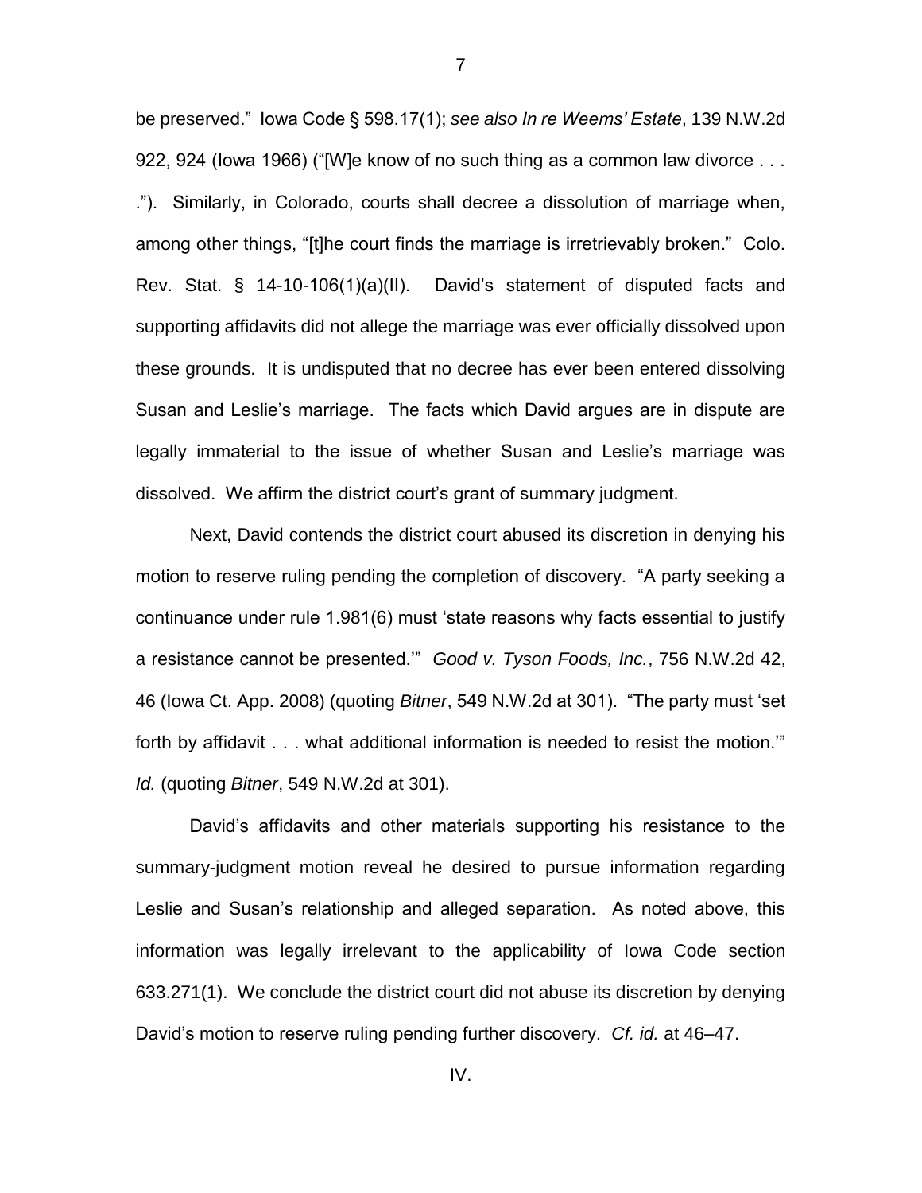be preserved." Iowa Code § 598.17(1); *see also In re Weems' Estate*, 139 N.W.2d 922, 924 (Iowa 1966) ("[W]e know of no such thing as a common law divorce . . . ."). Similarly, in Colorado, courts shall decree a dissolution of marriage when, among other things, "[t]he court finds the marriage is irretrievably broken." Colo. Rev. Stat. § 14-10-106(1)(a)(II). David's statement of disputed facts and supporting affidavits did not allege the marriage was ever officially dissolved upon these grounds. It is undisputed that no decree has ever been entered dissolving Susan and Leslie's marriage. The facts which David argues are in dispute are legally immaterial to the issue of whether Susan and Leslie's marriage was dissolved. We affirm the district court's grant of summary judgment.

Next, David contends the district court abused its discretion in denying his motion to reserve ruling pending the completion of discovery. "A party seeking a continuance under rule 1.981(6) must 'state reasons why facts essential to justify a resistance cannot be presented.'" *Good v. Tyson Foods, Inc.*, 756 N.W.2d 42, 46 (Iowa Ct. App. 2008) (quoting *Bitner*, 549 N.W.2d at 301). "The party must 'set forth by affidavit . . . what additional information is needed to resist the motion.'" *Id.* (quoting *Bitner*, 549 N.W.2d at 301).

David's affidavits and other materials supporting his resistance to the summary-judgment motion reveal he desired to pursue information regarding Leslie and Susan's relationship and alleged separation. As noted above, this information was legally irrelevant to the applicability of Iowa Code section 633.271(1). We conclude the district court did not abuse its discretion by denying David's motion to reserve ruling pending further discovery. *Cf. id.* at 46–47.

IV.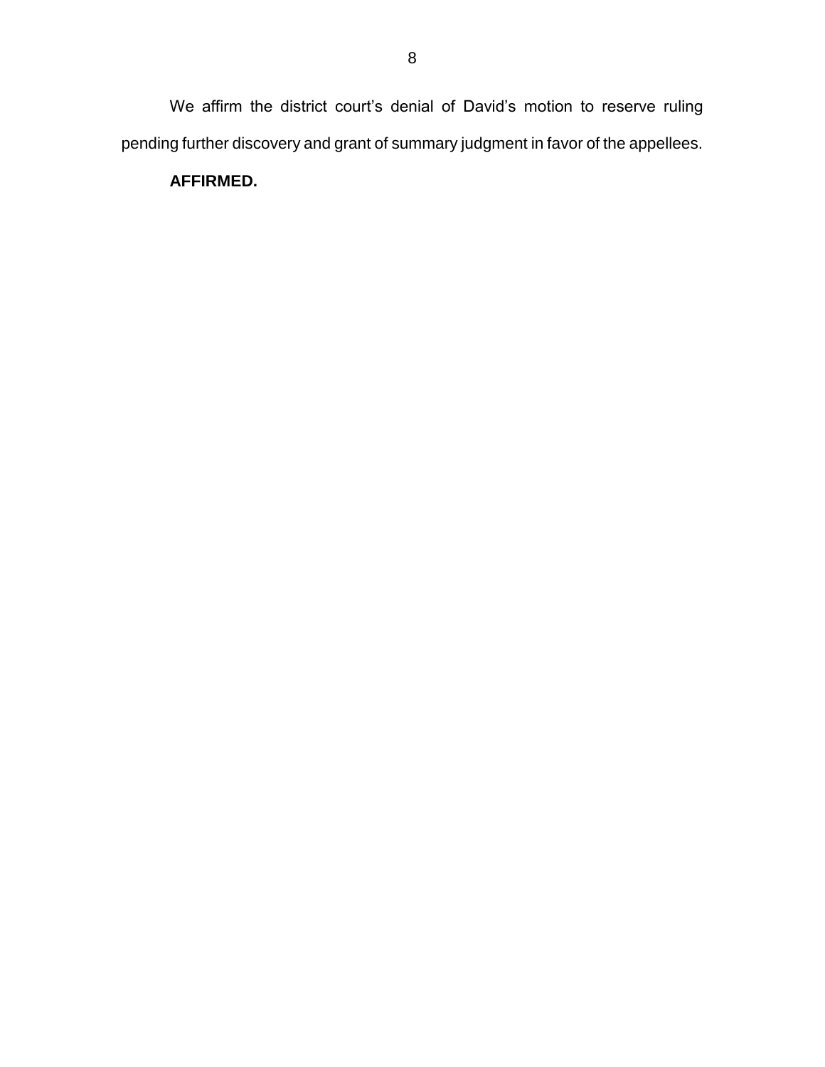We affirm the district court's denial of David's motion to reserve ruling pending further discovery and grant of summary judgment in favor of the appellees.

**AFFIRMED.**